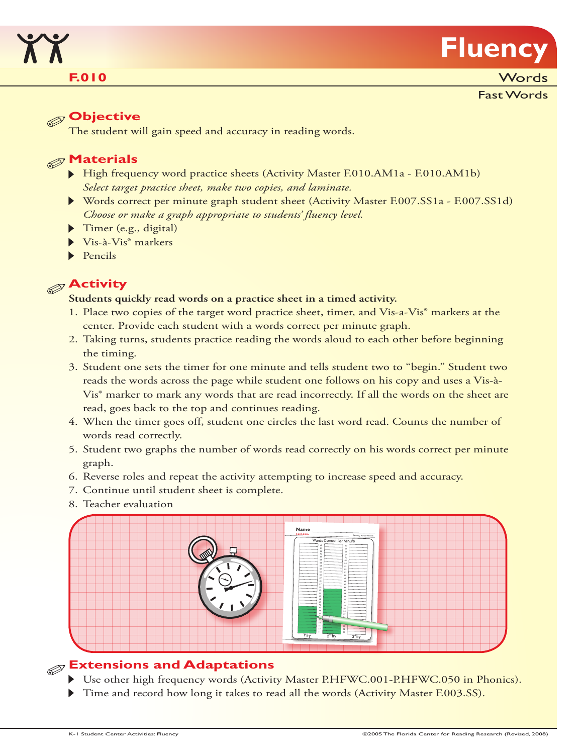# Fluency

**F.010**

Words

Fast Words

## Objective

The student will gain speed and accuracy in reading words.

## Materials

- High frequency word practice sheets (Activity Master F.010.AM1a - F.010.AM1b)
  *Select target practice sheet, make two copies, and laminate.*
- Words correct per minute graph student sheet (Activity Master F.007.SS1a - F.007.SS1d)
  *Choose or make a graph appropriate to students' fluency level.*
- Timer (e.g., digital)
- Vis-à-Vis® markers
- Pencils

## Activity

**Students quickly read words on a practice sheet in a timed activity.**

1. Place two copies of the target word practice sheet, timer, and Vis-a-Vis® markers at the center. Provide each student with a words correct per minute graph.
2. Taking turns, students practice reading the words aloud to each other before beginning the timing.
3. Student one sets the timer for one minute and tells student two to "begin." Student two reads the words across the page while student one follows on his copy and uses a Vis-à-Vis® marker to mark any words that are read incorrectly. If all the words on the sheet are read, goes back to the top and continues reading.
4. When the timer goes off, student one circles the last word read. Counts the number of words read correctly.
5. Student two graphs the number of words read correctly on his words correct per minute graph.
6. Reverse roles and repeat the activity attempting to increase speed and accuracy.
7. Continue until student sheet is complete.
8. Teacher evaluation

## Extensions and Adaptations

- Use other high frequency words (Activity Master P.HFWC.001-P.HFWC.050 in Phonics).
- Time and record how long it takes to read all the words (Activity Master F.003.SS).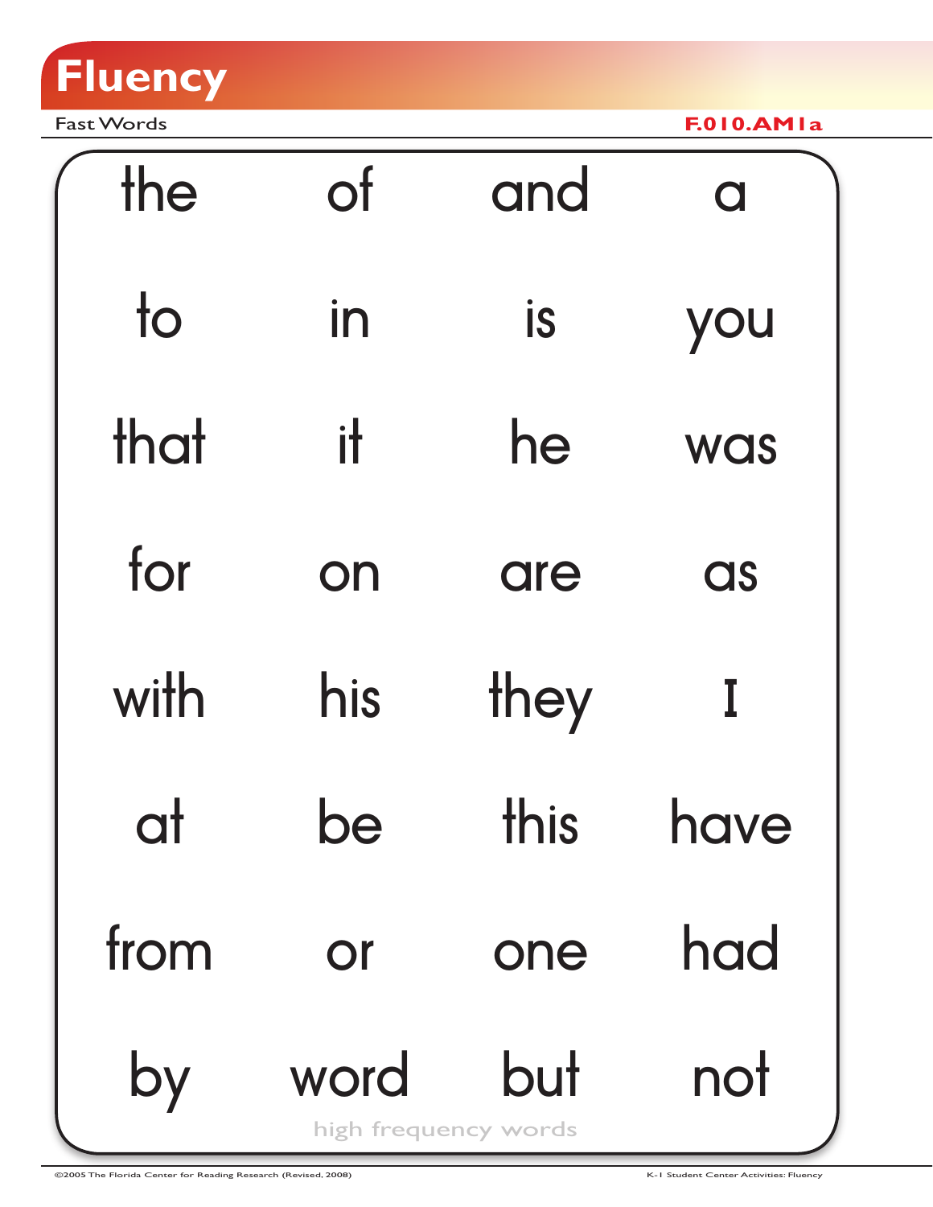# Fluency

Fast Words

F.010.AM1a

| | | | |
|---|---|---|---|
| the | of | and | a |
| to | in | is | you |
| that | it | he | was |
| for | on | are | as |
| with | his | they | I |
| at | be | this | have |
| from | or | one | had |
| by | word | but | not |

high frequency words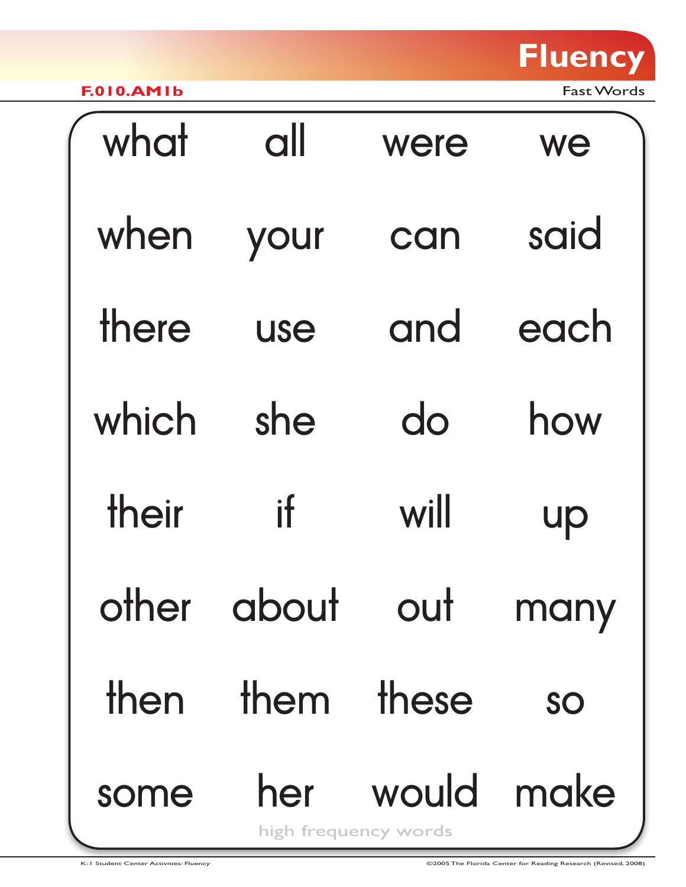# Fluency

**F.010.AM1b**

Fast Words

| | | | |
|---|---|---|---|
| what | all | were | we |
| when | your | can | said |
| there | use | and | each |
| which | she | do | how |
| their | if | will | up |
| other | about | out | many |
| then | them | these | so |
| some | her | would | make |

high frequency words